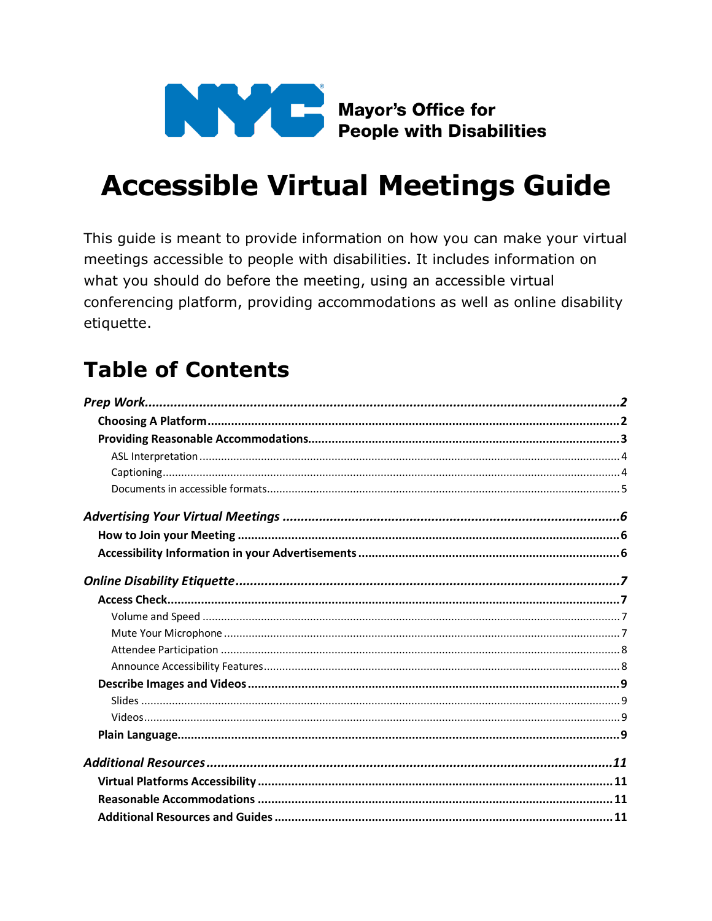NYC Mayor's Office for People with Disabilities

# Accessible Virtual Meetings Guide

This guide is meant to provide information on how you can make your virtual meetings accessible to people with disabilities. It includes information on what you should do before the meeting, using an accessible virtual conferencing platform, providing accommodations as well as online disability etiquette.

## Table of Contents

*Prep Work* ..... 2
- **Choosing A Platform** ..... 2
- **Providing Reasonable Accommodations** ..... 3
  - ASL Interpretation ..... 4
  - Captioning ..... 4
  - Documents in accessible formats ..... 5

*Advertising Your Virtual Meetings* ..... 6
- **How to Join your Meeting** ..... 6
- **Accessibility Information in your Advertisements** ..... 6

*Online Disability Etiquette* ..... 7
- **Access Check** ..... 7
  - Volume and Speed ..... 7
  - Mute Your Microphone ..... 7
  - Attendee Participation ..... 8
  - Announce Accessibility Features ..... 8
- **Describe Images and Videos** ..... 9
  - Slides ..... 9
  - Videos ..... 9
- **Plain Language** ..... 9

*Additional Resources* ..... 11
- **Virtual Platforms Accessibility** ..... 11
- **Reasonable Accommodations** ..... 11
- **Additional Resources and Guides** ..... 11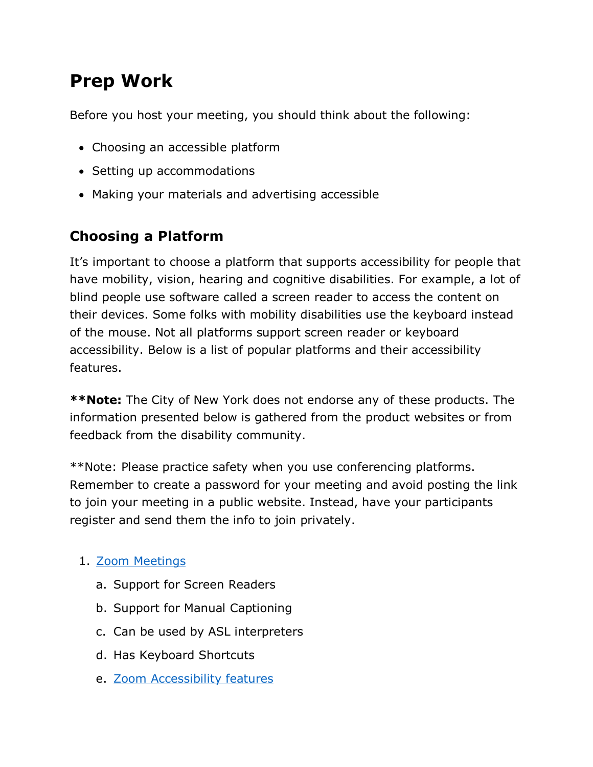# Prep Work

Before you host your meeting, you should think about the following:

- Choosing an accessible platform
- Setting up accommodations
- Making your materials and advertising accessible

## Choosing a Platform

It's important to choose a platform that supports accessibility for people that have mobility, vision, hearing and cognitive disabilities. For example, a lot of blind people use software called a screen reader to access the content on their devices. Some folks with mobility disabilities use the keyboard instead of the mouse. Not all platforms support screen reader or keyboard accessibility. Below is a list of popular platforms and their accessibility features.

****Note:** The City of New York does not endorse any of these products. The information presented below is gathered from the product websites or from feedback from the disability community.

**Note: Please practice safety when you use conferencing platforms. Remember to create a password for your meeting and avoid posting the link to join your meeting in a public website. Instead, have your participants register and send them the info to join privately.

1. Zoom Meetings
   a. Support for Screen Readers
   b. Support for Manual Captioning
   c. Can be used by ASL interpreters
   d. Has Keyboard Shortcuts
   e. Zoom Accessibility features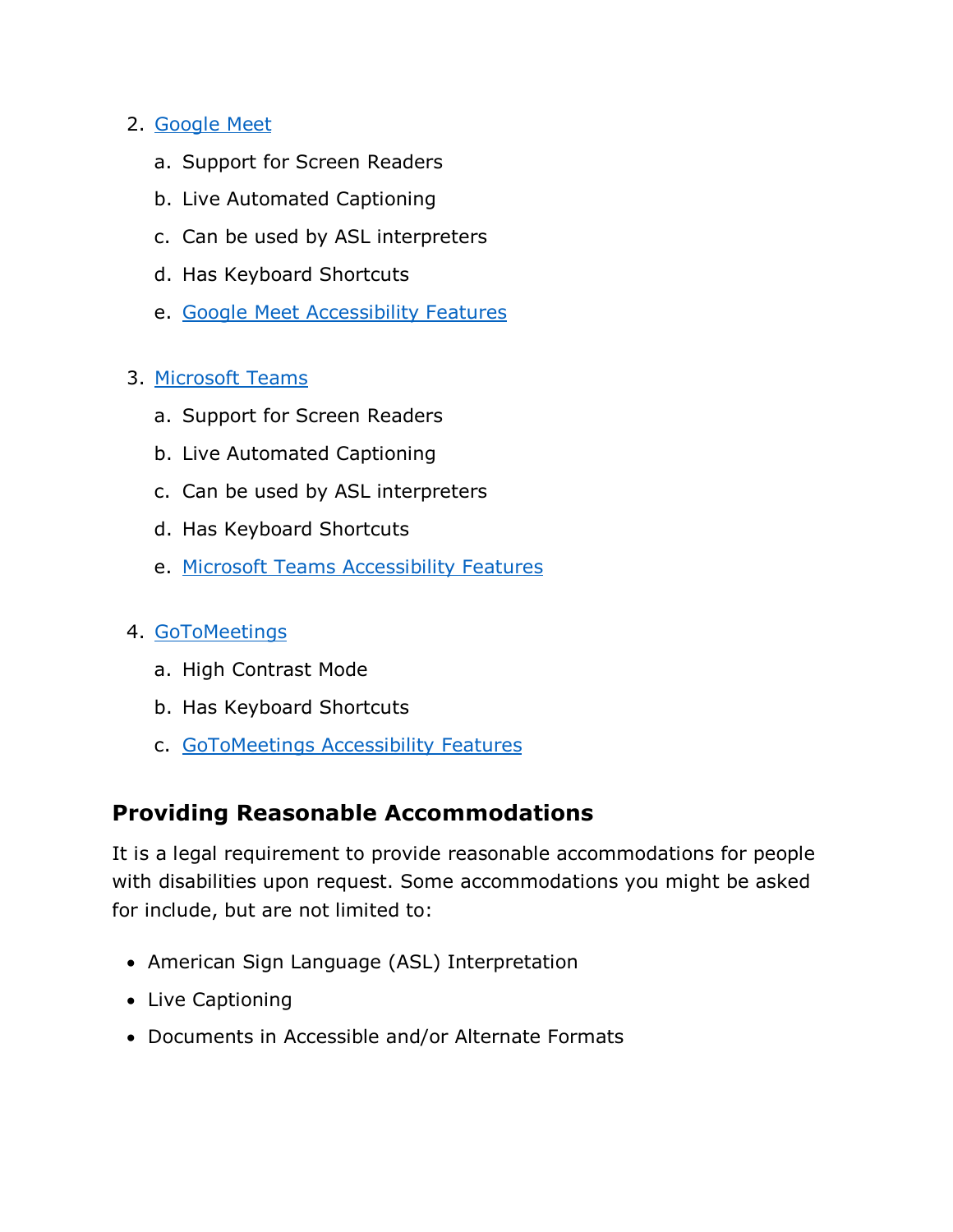2. Google Meet
    a. Support for Screen Readers
    b. Live Automated Captioning
    c. Can be used by ASL interpreters
    d. Has Keyboard Shortcuts
    e. Google Meet Accessibility Features

3. Microsoft Teams
    a. Support for Screen Readers
    b. Live Automated Captioning
    c. Can be used by ASL interpreters
    d. Has Keyboard Shortcuts
    e. Microsoft Teams Accessibility Features

4. GoToMeetings
    a. High Contrast Mode
    b. Has Keyboard Shortcuts
    c. GoToMeetings Accessibility Features

## Providing Reasonable Accommodations

It is a legal requirement to provide reasonable accommodations for people with disabilities upon request. Some accommodations you might be asked for include, but are not limited to:

- American Sign Language (ASL) Interpretation
- Live Captioning
- Documents in Accessible and/or Alternate Formats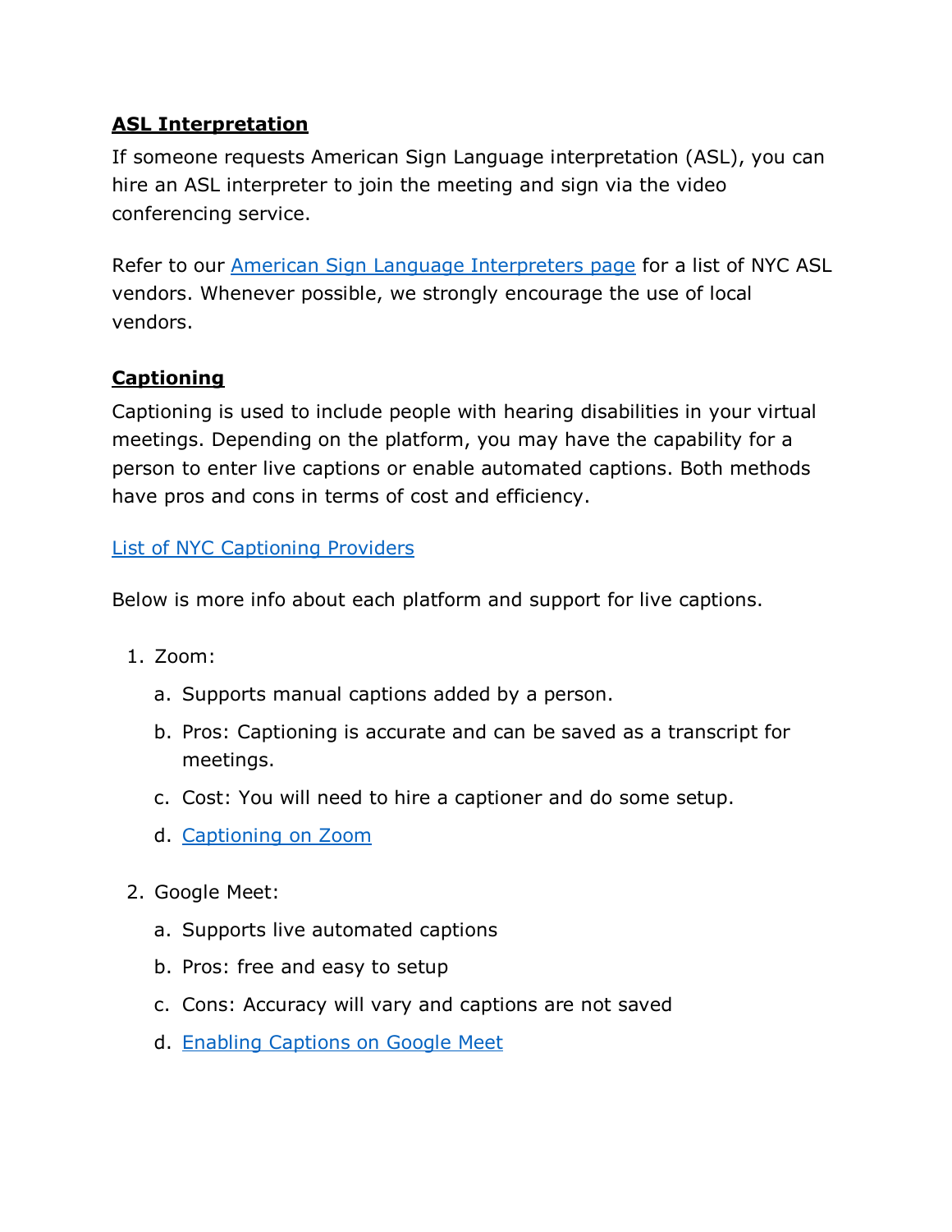**ASL Interpretation**

If someone requests American Sign Language interpretation (ASL), you can hire an ASL interpreter to join the meeting and sign via the video conferencing service.

Refer to our [American Sign Language Interpreters page]() for a list of NYC ASL vendors. Whenever possible, we strongly encourage the use of local vendors.

**Captioning**

Captioning is used to include people with hearing disabilities in your virtual meetings. Depending on the platform, you may have the capability for a person to enter live captions or enable automated captions. Both methods have pros and cons in terms of cost and efficiency.

[List of NYC Captioning Providers]()

Below is more info about each platform and support for live captions.

1. Zoom:
   a. Supports manual captions added by a person.
   b. Pros: Captioning is accurate and can be saved as a transcript for meetings.
   c. Cost: You will need to hire a captioner and do some setup.
   d. [Captioning on Zoom]()

2. Google Meet:
   a. Supports live automated captions
   b. Pros: free and easy to setup
   c. Cons: Accuracy will vary and captions are not saved
   d. [Enabling Captions on Google Meet]()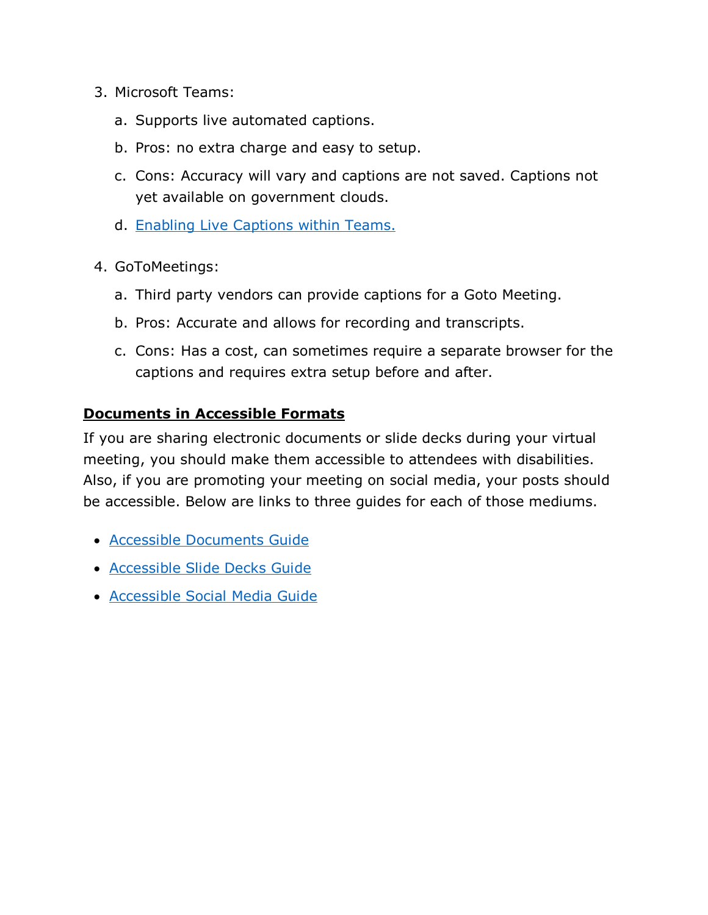3. Microsoft Teams:
    a. Supports live automated captions.
    b. Pros: no extra charge and easy to setup.
    c. Cons: Accuracy will vary and captions are not saved. Captions not yet available on government clouds.
    d. [Enabling Live Captions within Teams.]

4. GoToMeetings:
    a. Third party vendors can provide captions for a Goto Meeting.
    b. Pros: Accurate and allows for recording and transcripts.
    c. Cons: Has a cost, can sometimes require a separate browser for the captions and requires extra setup before and after.

## Documents in Accessible Formats

If you are sharing electronic documents or slide decks during your virtual meeting, you should make them accessible to attendees with disabilities. Also, if you are promoting your meeting on social media, your posts should be accessible. Below are links to three guides for each of those mediums.

- Accessible Documents Guide
- Accessible Slide Decks Guide
- Accessible Social Media Guide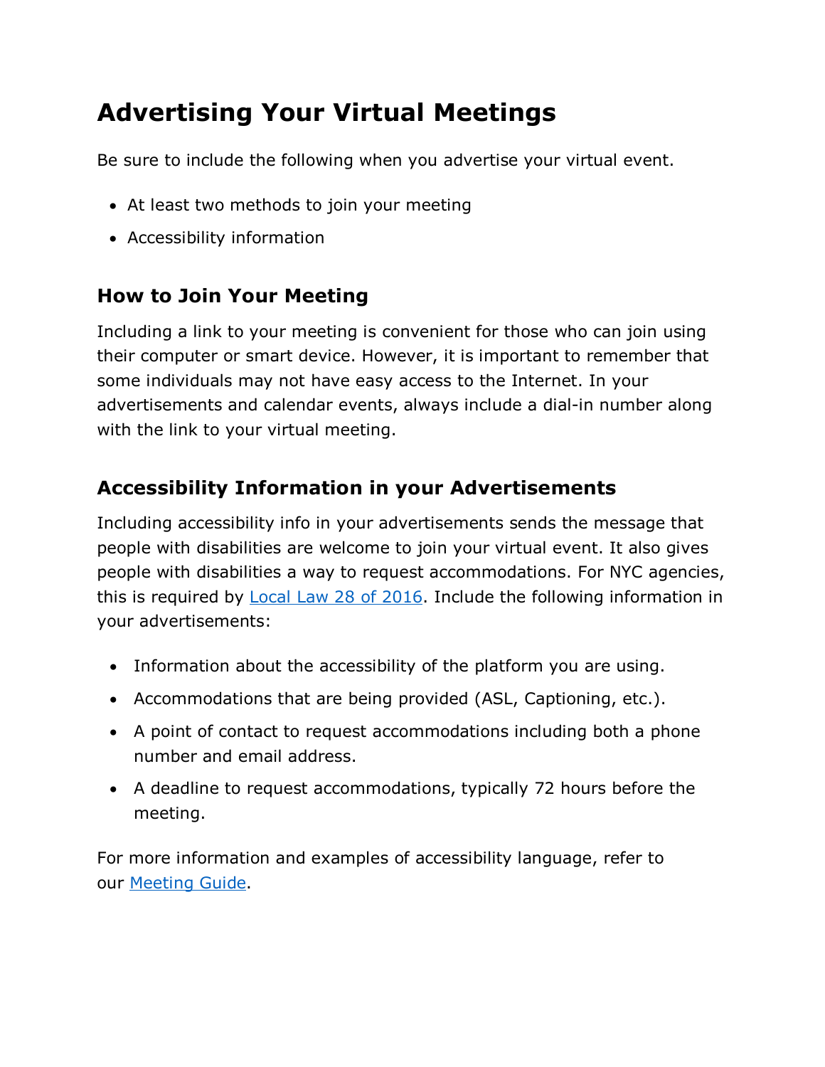# Advertising Your Virtual Meetings

Be sure to include the following when you advertise your virtual event.

- At least two methods to join your meeting
- Accessibility information

## How to Join Your Meeting

Including a link to your meeting is convenient for those who can join using their computer or smart device. However, it is important to remember that some individuals may not have easy access to the Internet. In your advertisements and calendar events, always include a dial-in number along with the link to your virtual meeting.

## Accessibility Information in your Advertisements

Including accessibility info in your advertisements sends the message that people with disabilities are welcome to join your virtual event. It also gives people with disabilities a way to request accommodations. For NYC agencies, this is required by Local Law 28 of 2016. Include the following information in your advertisements:

- Information about the accessibility of the platform you are using.
- Accommodations that are being provided (ASL, Captioning, etc.).
- A point of contact to request accommodations including both a phone number and email address.
- A deadline to request accommodations, typically 72 hours before the meeting.

For more information and examples of accessibility language, refer to our Meeting Guide.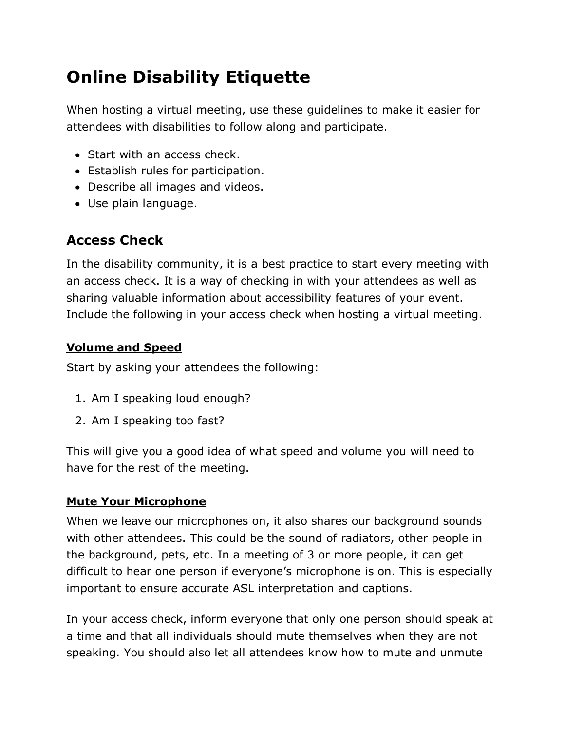# Online Disability Etiquette

When hosting a virtual meeting, use these guidelines to make it easier for attendees with disabilities to follow along and participate.

- Start with an access check.
- Establish rules for participation.
- Describe all images and videos.
- Use plain language.

## Access Check

In the disability community, it is a best practice to start every meeting with an access check. It is a way of checking in with your attendees as well as sharing valuable information about accessibility features of your event. Include the following in your access check when hosting a virtual meeting.

### Volume and Speed

Start by asking your attendees the following:

1. Am I speaking loud enough?
2. Am I speaking too fast?

This will give you a good idea of what speed and volume you will need to have for the rest of the meeting.

### Mute Your Microphone

When we leave our microphones on, it also shares our background sounds with other attendees. This could be the sound of radiators, other people in the background, pets, etc. In a meeting of 3 or more people, it can get difficult to hear one person if everyone's microphone is on. This is especially important to ensure accurate ASL interpretation and captions.

In your access check, inform everyone that only one person should speak at a time and that all individuals should mute themselves when they are not speaking. You should also let all attendees know how to mute and unmute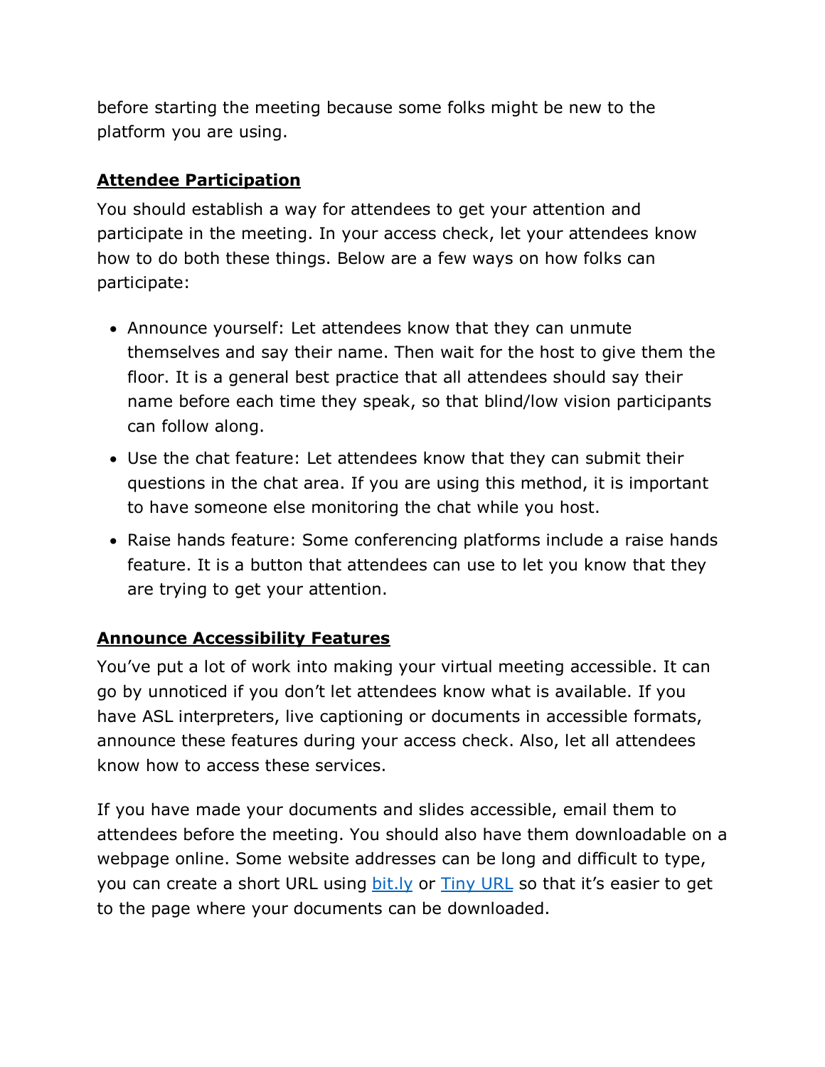before starting the meeting because some folks might be new to the platform you are using.

## Attendee Participation

You should establish a way for attendees to get your attention and participate in the meeting. In your access check, let your attendees know how to do both these things. Below are a few ways on how folks can participate:

- Announce yourself: Let attendees know that they can unmute themselves and say their name. Then wait for the host to give them the floor. It is a general best practice that all attendees should say their name before each time they speak, so that blind/low vision participants can follow along.
- Use the chat feature: Let attendees know that they can submit their questions in the chat area. If you are using this method, it is important to have someone else monitoring the chat while you host.
- Raise hands feature: Some conferencing platforms include a raise hands feature. It is a button that attendees can use to let you know that they are trying to get your attention.

## Announce Accessibility Features

You've put a lot of work into making your virtual meeting accessible. It can go by unnoticed if you don't let attendees know what is available. If you have ASL interpreters, live captioning or documents in accessible formats, announce these features during your access check. Also, let all attendees know how to access these services.

If you have made your documents and slides accessible, email them to attendees before the meeting. You should also have them downloadable on a webpage online. Some website addresses can be long and difficult to type, you can create a short URL using bit.ly or Tiny URL so that it's easier to get to the page where your documents can be downloaded.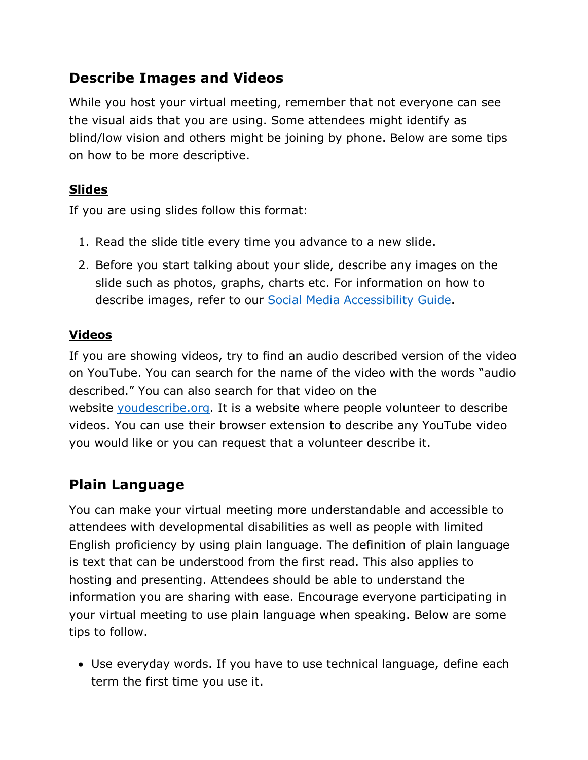## Describe Images and Videos

While you host your virtual meeting, remember that not everyone can see the visual aids that you are using. Some attendees might identify as blind/low vision and others might be joining by phone. Below are some tips on how to be more descriptive.

### Slides

If you are using slides follow this format:

1. Read the slide title every time you advance to a new slide.
2. Before you start talking about your slide, describe any images on the slide such as photos, graphs, charts etc. For information on how to describe images, refer to our [Social Media Accessibility Guide].

### Videos

If you are showing videos, try to find an audio described version of the video on YouTube. You can search for the name of the video with the words "audio described." You can also search for that video on the website [youdescribe.org]. It is a website where people volunteer to describe videos. You can use their browser extension to describe any YouTube video you would like or you can request that a volunteer describe it.

## Plain Language

You can make your virtual meeting more understandable and accessible to attendees with developmental disabilities as well as people with limited English proficiency by using plain language. The definition of plain language is text that can be understood from the first read. This also applies to hosting and presenting. Attendees should be able to understand the information you are sharing with ease. Encourage everyone participating in your virtual meeting to use plain language when speaking. Below are some tips to follow.

- Use everyday words. If you have to use technical language, define each term the first time you use it.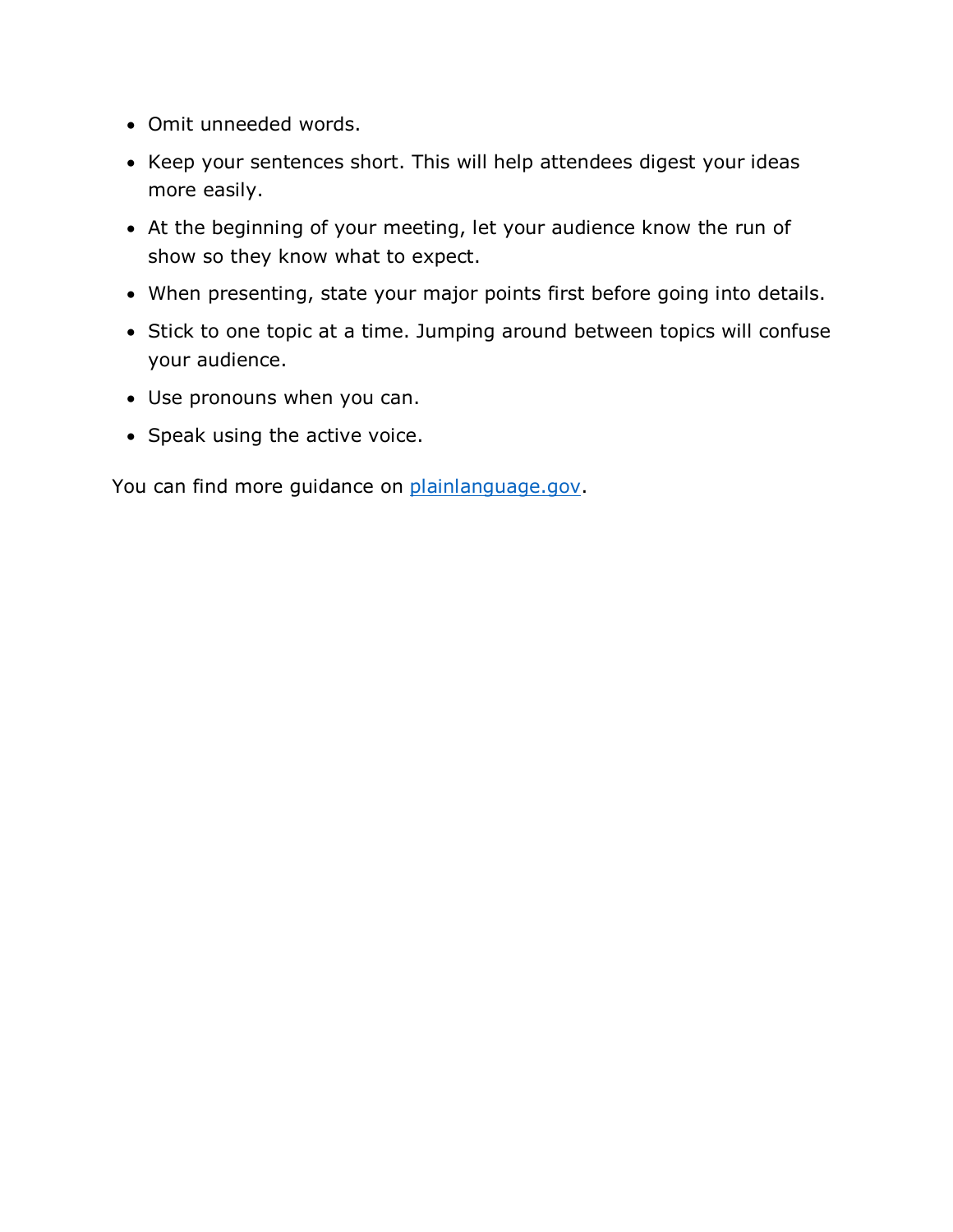- Omit unneeded words.
- Keep your sentences short. This will help attendees digest your ideas more easily.
- At the beginning of your meeting, let your audience know the run of show so they know what to expect.
- When presenting, state your major points first before going into details.
- Stick to one topic at a time. Jumping around between topics will confuse your audience.
- Use pronouns when you can.
- Speak using the active voice.

You can find more guidance on [plainlanguage.gov](plainlanguage.gov).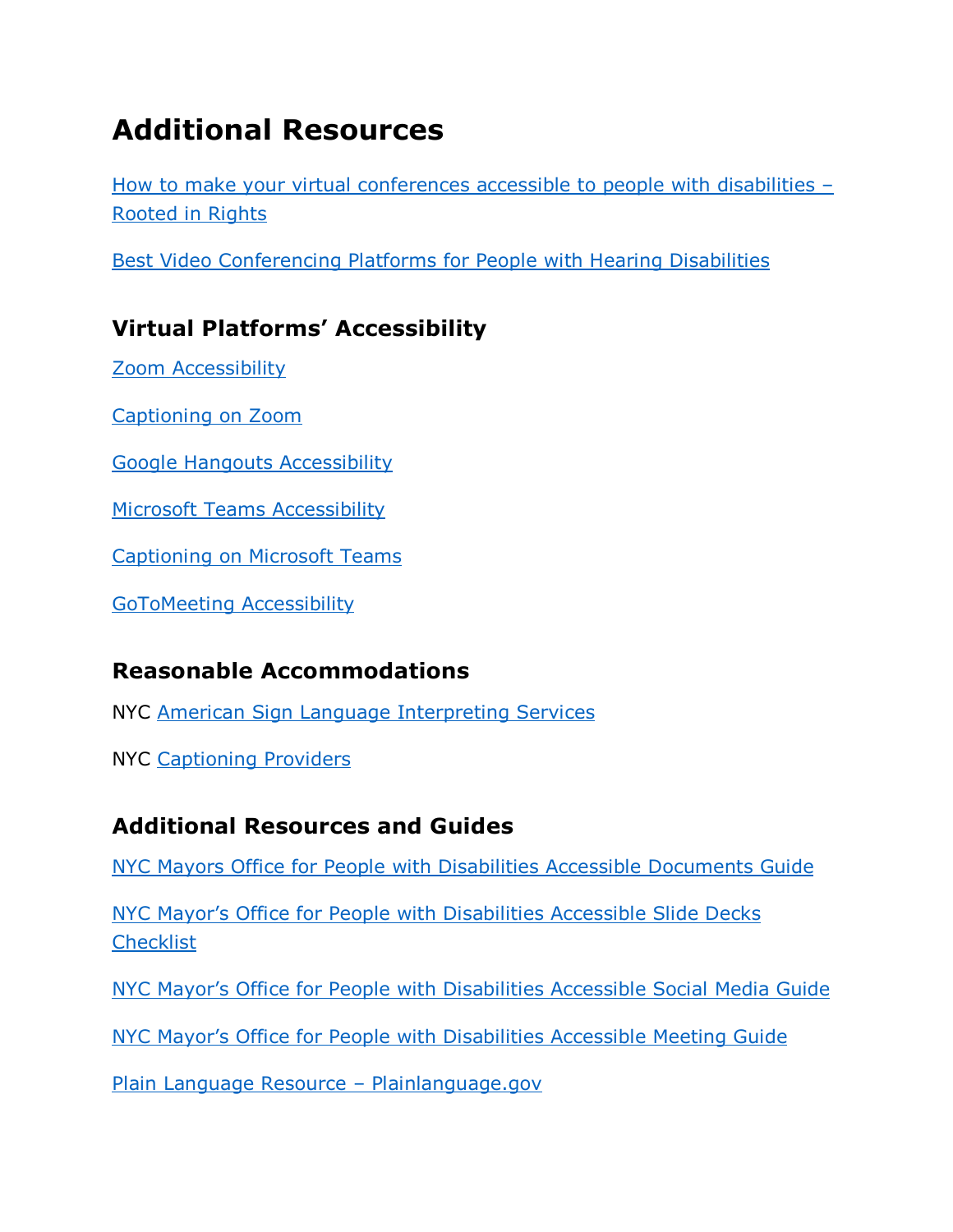# Additional Resources

How to make your virtual conferences accessible to people with disabilities – Rooted in Rights

Best Video Conferencing Platforms for People with Hearing Disabilities

## Virtual Platforms' Accessibility

Zoom Accessibility

Captioning on Zoom

Google Hangouts Accessibility

Microsoft Teams Accessibility

Captioning on Microsoft Teams

GoToMeeting Accessibility

## Reasonable Accommodations

NYC American Sign Language Interpreting Services

NYC Captioning Providers

## Additional Resources and Guides

NYC Mayors Office for People with Disabilities Accessible Documents Guide

NYC Mayor's Office for People with Disabilities Accessible Slide Decks Checklist

NYC Mayor's Office for People with Disabilities Accessible Social Media Guide

NYC Mayor's Office for People with Disabilities Accessible Meeting Guide

Plain Language Resource – Plainlanguage.gov